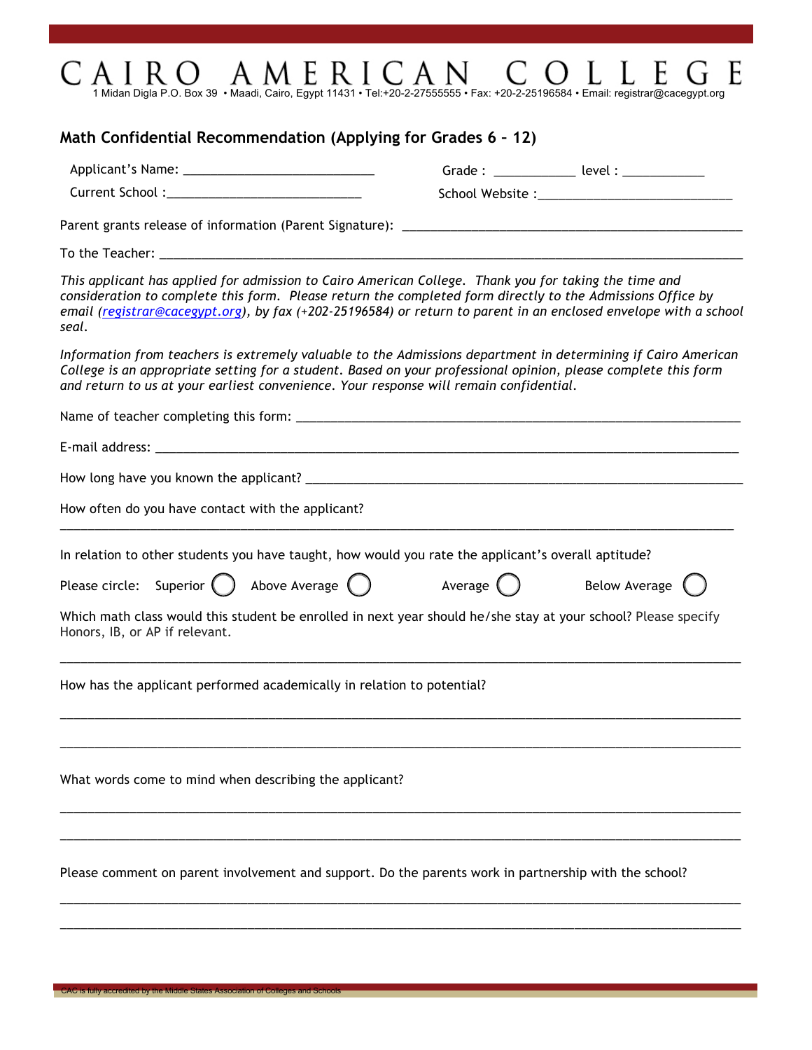# CAIRO AMERICAN COLLEGE

1 Midan Digla P.O. Box 39 • Maadi, Cairo, Egypt 11431 • Tel:+20-2-27555555 • Fax: +20-2-25196584 • Email: registrar@cacegypt.org

## Math Confidential Recommendation (Applying for Grades 6 – 12)

Applicant's Name: ___________________________ Grade : ___________ level : ___________

Current School :___________________________ School Website :___________________________

Parent grants release of information (Parent Signature): _______________________________________________

To the Teacher: ______________________________________________________________________________

*This applicant has applied for admission to Cairo American College. Thank you for taking the time and consideration to complete this form. Please return the completed form directly to the Admissions Office by email (registrar@cacegypt.org), by fax (+202-25196584) or return to parent in an enclosed envelope with a school seal.*

*Information from teachers is extremely valuable to the Admissions department in determining if Cairo American College is an appropriate setting for a student. Based on your professional opinion, please complete this form and return to us at your earliest convenience. Your response will remain confidential.*

Name of teacher completing this form: _______________________________________________________________

E-mail address: ____________________________________________________________________________

How long have you known the applicant? ______________________________________________________________

How often do you have contact with the applicant?

_____________________________________________________________________________________

In relation to other students you have taught, how would you rate the applicant's overall aptitude?

Please circle: Superior ◯ Above Average ◯ Average ◯ Below Average ◯

Which math class would this student be enrolled in next year should he/she stay at your school? Please specify Honors, IB, or AP if relevant.

_____________________________________________________________________________________

How has the applicant performed academically in relation to potential?

_____________________________________________________________________________________

_____________________________________________________________________________________

What words come to mind when describing the applicant?

_____________________________________________________________________________________

_____________________________________________________________________________________

Please comment on parent involvement and support. Do the parents work in partnership with the school?

_____________________________________________________________________________________

_____________________________________________________________________________________

CAC is fully accredited by the Middle States Association of Colleges and Schools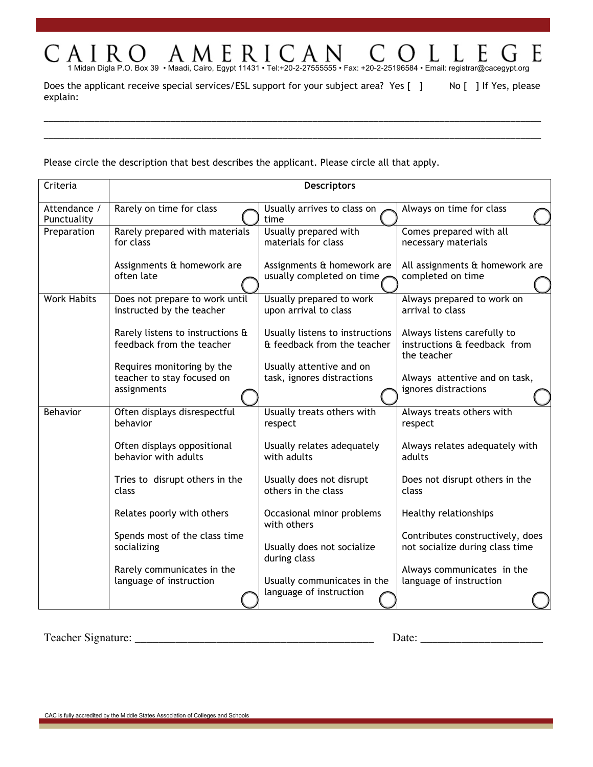# CAIRO AMERICAN COLLEGE

1 Midan Digla P.O. Box 39 • Maadi, Cairo, Egypt 11431 • Tel:+20-2-27555555 • Fax: +20-2-25196584 • Email: registrar@cacegypt.org

Does the applicant receive special services/ESL support for your subject area? Yes [ ] No [ ] If Yes, please explain:

\_\_\_\_\_\_\_\_\_\_\_\_\_\_\_\_\_\_\_\_\_\_\_\_\_\_\_\_\_\_\_\_\_\_\_\_\_\_\_\_\_\_\_\_\_\_\_\_\_\_\_\_\_\_\_\_\_\_\_\_\_\_\_\_\_\_\_\_\_\_\_\_\_\_\_\_\_\_\_\_

\_\_\_\_\_\_\_\_\_\_\_\_\_\_\_\_\_\_\_\_\_\_\_\_\_\_\_\_\_\_\_\_\_\_\_\_\_\_\_\_\_\_\_\_\_\_\_\_\_\_\_\_\_\_\_\_\_\_\_\_\_\_\_\_\_\_\_\_\_\_\_\_\_\_\_\_\_\_\_\_

Please circle the description that best describes the applicant. Please circle all that apply.

| Criteria | Descriptors | | |
|---|---|---|---|
| Attendance / Punctuality | Rarely on time for class | Usually arrives to class on time | Always on time for class |
| Preparation | Rarely prepared with materials for class<br><br>Assignments & homework are often late | Usually prepared with materials for class<br><br>Assignments & homework are usually completed on time | Comes prepared with all necessary materials<br><br>All assignments & homework are completed on time |
| Work Habits | Does not prepare to work until instructed by the teacher<br><br>Rarely listens to instructions & feedback from the teacher<br><br>Requires monitoring by the teacher to stay focused on assignments | Usually prepared to work upon arrival to class<br><br>Usually listens to instructions & feedback from the teacher<br><br>Usually attentive and on task, ignores distractions | Always prepared to work on arrival to class<br><br>Always listens carefully to instructions & feedback from the teacher<br><br>Always attentive and on task, ignores distractions |
| Behavior | Often displays disrespectful behavior<br><br>Often displays oppositional behavior with adults<br><br>Tries to disrupt others in the class<br><br>Relates poorly with others<br><br>Spends most of the class time socializing<br><br>Rarely communicates in the language of instruction | Usually treats others with respect<br><br>Usually relates adequately with adults<br><br>Usually does not disrupt others in the class<br><br>Occasional minor problems with others<br><br>Usually does not socialize during class<br><br>Usually communicates in the language of instruction | Always treats others with respect<br><br>Always relates adequately with adults<br><br>Does not disrupt others in the class<br><br>Healthy relationships<br><br>Contributes constructively, does not socialize during class time<br><br>Always communicates in the language of instruction |

Teacher Signature: \_\_\_\_\_\_\_\_\_\_\_\_\_\_\_\_\_\_\_\_\_\_\_\_\_\_\_\_\_\_\_\_\_\_\_\_\_\_\_\_ Date: \_\_\_\_\_\_\_\_\_\_\_\_\_\_\_\_\_\_\_\_\_

CAC is fully accredited by the Middle States Association of Colleges and Schools